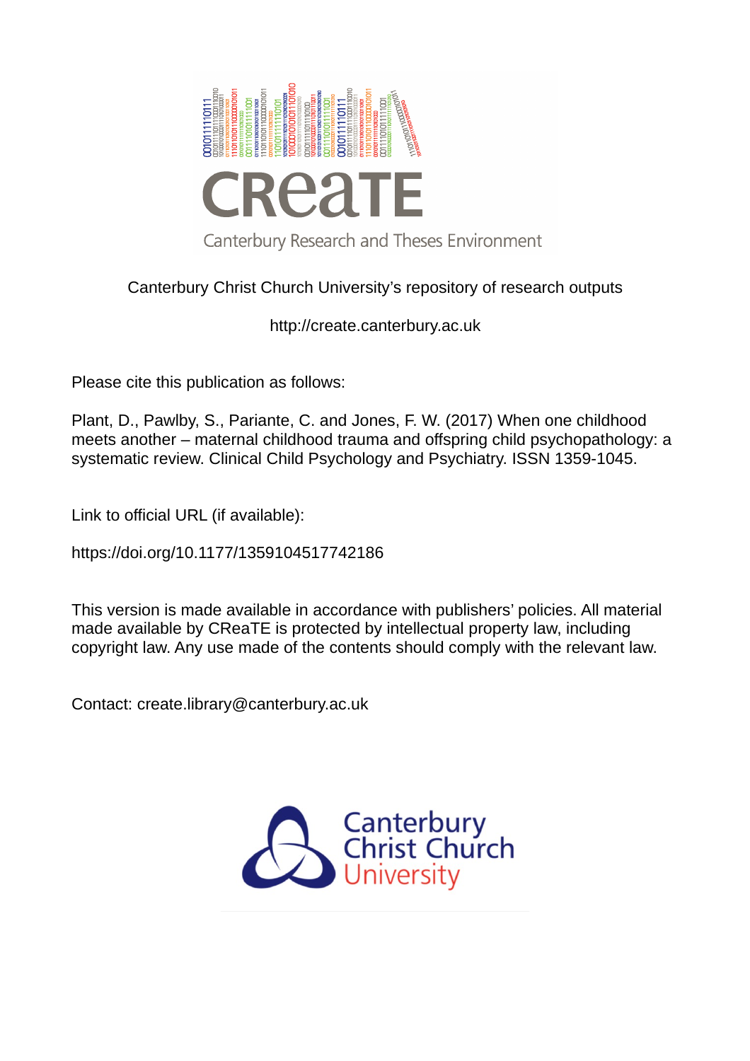Canterbury Christ Church University's repository of research outputs

http://create.canterbury.ac.uk

Please cite this publication as follows:

Plant, D., Pawlby, S., Pariante, C. and Jones, F. W. (2017) When one childhood meets another – maternal childhood trauma and offspring child psychopathology: a systematic review. Clinical Child Psychology and Psychiatry. ISSN 1359-1045.

Link to official URL (if available):

https://doi.org/10.1177/1359104517742186

This version is made available in accordance with publishers' policies. All material made available by CReaTE is protected by intellectual property law, including copyright law. Any use made of the contents should comply with the relevant law.

Contact: create.library@canterbury.ac.uk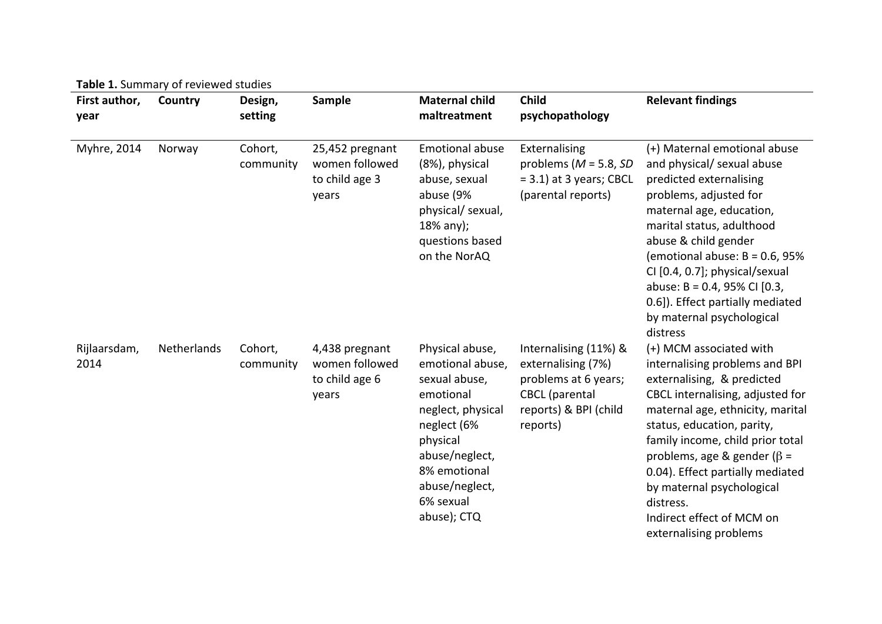**Table 1.** Summary of reviewed studies

| First author, year | Country | Design, setting | Sample | Maternal child maltreatment | Child psychopathology | Relevant findings |
|---|---|---|---|---|---|---|
| Myhre, 2014 | Norway | Cohort, community | 25,452 pregnant women followed to child age 3 years | Emotional abuse (8%), physical abuse, sexual abuse (9% physical/ sexual, 18% any); questions based on the NorAQ | Externalising problems (*M* = 5.8, *SD* = 3.1) at 3 years; CBCL (parental reports) | (+) Maternal emotional abuse and physical/ sexual abuse predicted externalising problems, adjusted for maternal age, education, marital status, adulthood abuse & child gender (emotional abuse: B = 0.6, 95% CI [0.4, 0.7]; physical/sexual abuse: B = 0.4, 95% CI [0.3, 0.6]). Effect partially mediated by maternal psychological distress |
| Rijlaarsdam, 2014 | Netherlands | Cohort, community | 4,438 pregnant women followed to child age 6 years | Physical abuse, emotional abuse, sexual abuse, emotional neglect, physical neglect (6% physical abuse/neglect, 8% emotional abuse/neglect, 6% sexual abuse); CTQ | Internalising (11%) & externalising (7%) problems at 6 years; CBCL (parental reports) & BPI (child reports) | (+) MCM associated with internalising problems and BPI externalising, & predicted CBCL internalising, adjusted for maternal age, ethnicity, marital status, education, parity, family income, child prior total problems, age & gender ($\beta$ = 0.04). Effect partially mediated by maternal psychological distress.<br>Indirect effect of MCM on externalising problems |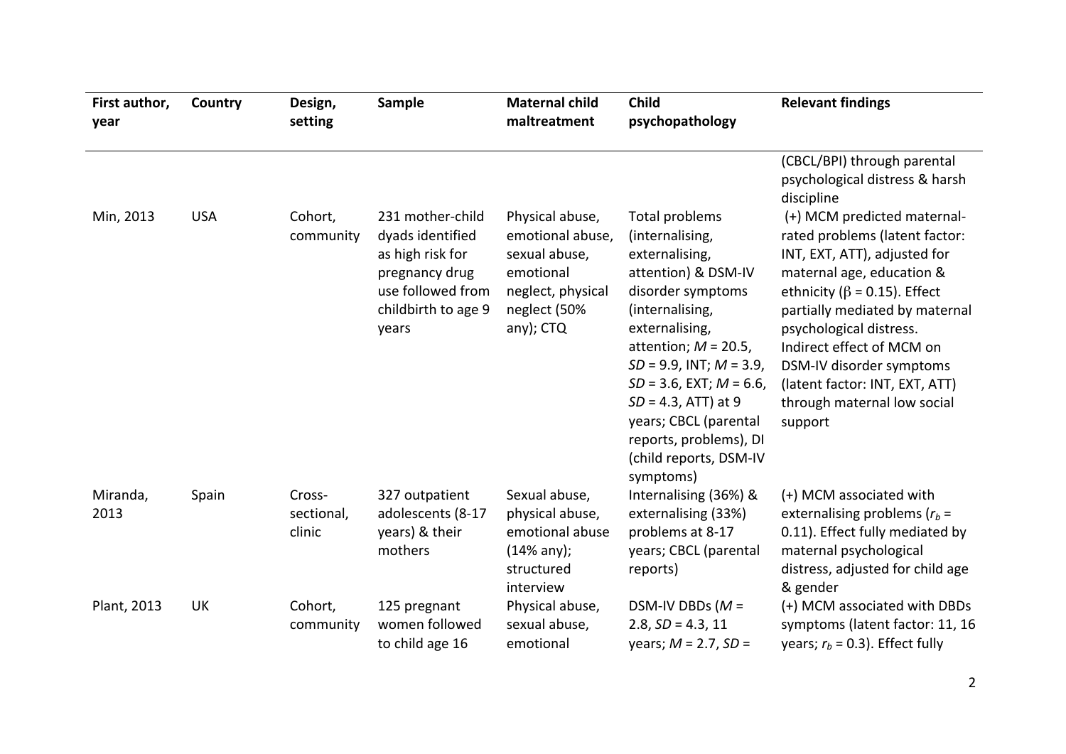| First author, year | Country | Design, setting | Sample | Maternal child maltreatment | Child psychopathology | Relevant findings |
|---|---|---|---|---|---|---|
| | | | | | | (CBCL/BPI) through parental psychological distress & harsh discipline |
| Min, 2013 | USA | Cohort, community | 231 mother-child dyads identified as high risk for pregnancy drug use followed from childbirth to age 9 years | Physical abuse, emotional abuse, sexual abuse, emotional neglect, physical neglect (50% any); CTQ | Total problems (internalising, externalising, attention) & DSM-IV disorder symptoms (internalising, externalising, attention; *M* = 20.5, *SD* = 9.9, INT; *M* = 3.9, *SD* = 3.6, EXT; *M* = 6.6, *SD* = 4.3, ATT) at 9 years; CBCL (parental reports, problems), DI (child reports, DSM-IV symptoms) | (+) MCM predicted maternal-rated problems (latent factor: INT, EXT, ATT), adjusted for maternal age, education & ethnicity ($\beta$ = 0.15). Effect partially mediated by maternal psychological distress. Indirect effect of MCM on DSM-IV disorder symptoms (latent factor: INT, EXT, ATT) through maternal low social support |
| Miranda, 2013 | Spain | Cross-sectional, clinic | 327 outpatient adolescents (8-17 years) & their mothers | Sexual abuse, physical abuse, emotional abuse (14% any); structured interview | Internalising (36%) & externalising (33%) problems at 8-17 years; CBCL (parental reports) | (+) MCM associated with externalising problems ($r_b$ = 0.11). Effect fully mediated by maternal psychological distress, adjusted for child age & gender |
| Plant, 2013 | UK | Cohort, community | 125 pregnant women followed to child age 16 | Physical abuse, sexual abuse, emotional | DSM-IV DBDs (*M* = 2.8, *SD* = 4.3, 11 years; *M* = 2.7, *SD* = | (+) MCM associated with DBDs symptoms (latent factor: 11, 16 years; $r_b$ = 0.3). Effect fully |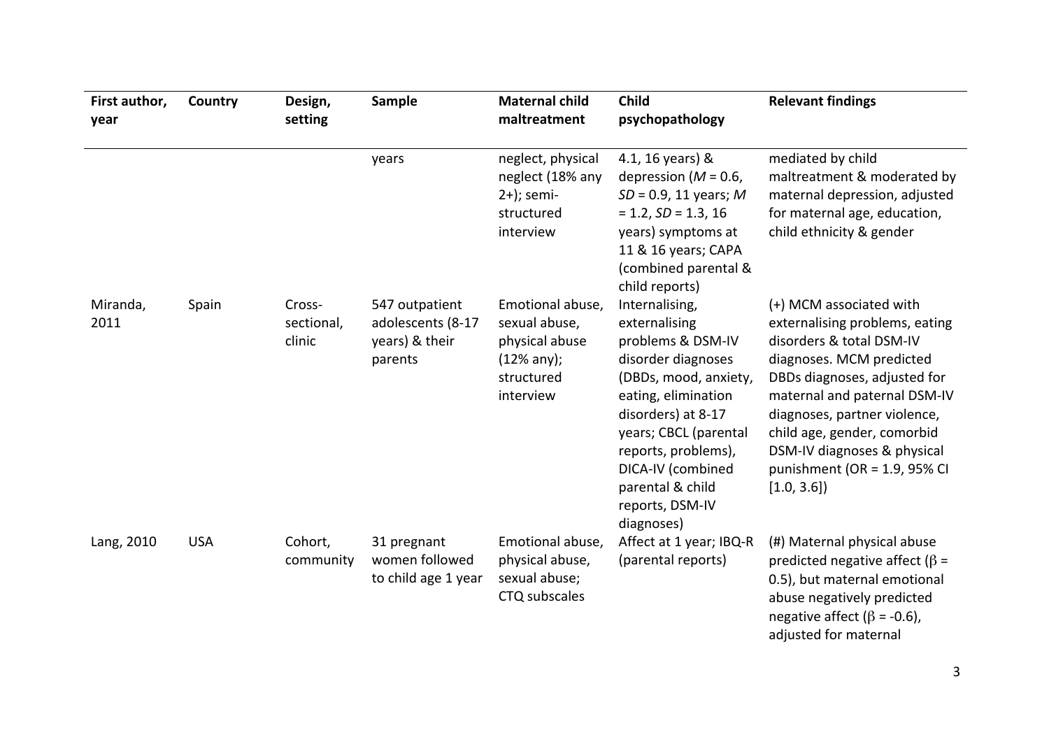| First author, year | Country | Design, setting | Sample | Maternal child maltreatment | Child psychopathology | Relevant findings |
|---|---|---|---|---|---|---|
| | | | years | neglect, physical neglect (18% any 2+); semi-structured interview | 4.1, 16 years) & depression (*M* = 0.6, *SD* = 0.9, 11 years; *M* = 1.2, *SD* = 1.3, 16 years) symptoms at 11 & 16 years; CAPA (combined parental & child reports) | mediated by child maltreatment & moderated by maternal depression, adjusted for maternal age, education, child ethnicity & gender |
| Miranda, 2011 | Spain | Cross-sectional, clinic | 547 outpatient adolescents (8-17 years) & their parents | Emotional abuse, sexual abuse, physical abuse (12% any); structured interview | Internalising, externalising problems & DSM-IV disorder diagnoses (DBDs, mood, anxiety, eating, elimination disorders) at 8-17 years; CBCL (parental reports, problems), DICA-IV (combined parental & child reports, DSM-IV diagnoses) | (+) MCM associated with externalising problems, eating disorders & total DSM-IV diagnoses. MCM predicted DBDs diagnoses, adjusted for maternal and paternal DSM-IV diagnoses, partner violence, child age, gender, comorbid DSM-IV diagnoses & physical punishment (OR = 1.9, 95% CI [1.0, 3.6]) |
| Lang, 2010 | USA | Cohort, community | 31 pregnant women followed to child age 1 year | Emotional abuse, physical abuse, sexual abuse; CTQ subscales | Affect at 1 year; IBQ-R (parental reports) | (#) Maternal physical abuse predicted negative affect ($\beta$ = 0.5), but maternal emotional abuse negatively predicted negative affect ($\beta$ = -0.6), adjusted for maternal |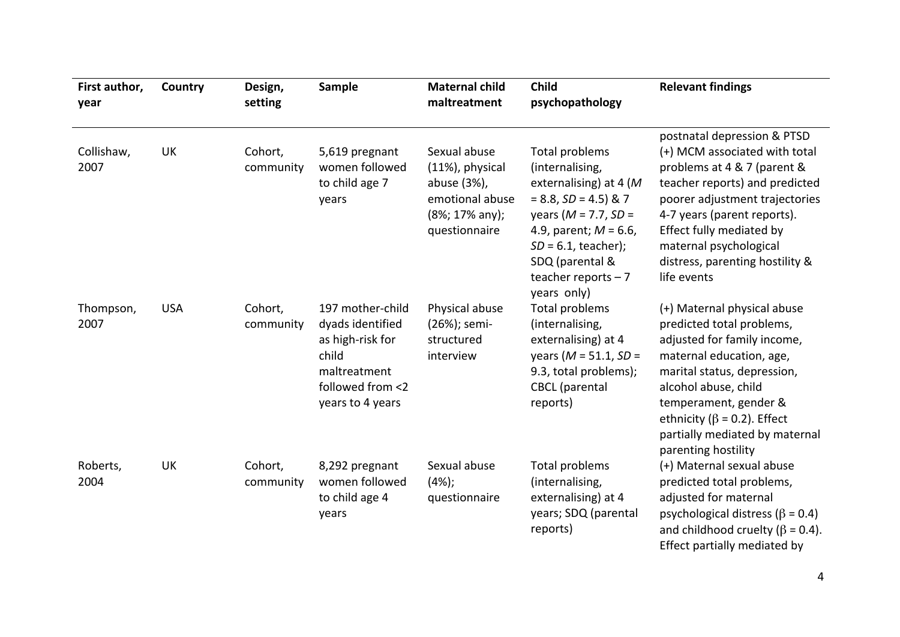| First author, year | Country | Design, setting | Sample | Maternal child maltreatment | Child psychopathology | Relevant findings |
|---|---|---|---|---|---|---|
| | | | | | | postnatal depression & PTSD |
| Collishaw, 2007 | UK | Cohort, community | 5,619 pregnant women followed to child age 7 years | Sexual abuse (11%), physical abuse (3%), emotional abuse (8%; 17% any); questionnaire | Total problems (internalising, externalising) at 4 (*M* = 8.8, *SD* = 4.5) & 7 years (*M* = 7.7, *SD* = 4.9, parent; *M* = 6.6, *SD* = 6.1, teacher); SDQ (parental & teacher reports – 7 years only) | (+) MCM associated with total problems at 4 & 7 (parent & teacher reports) and predicted poorer adjustment trajectories 4-7 years (parent reports). Effect fully mediated by maternal psychological distress, parenting hostility & life events |
| Thompson, 2007 | USA | Cohort, community | 197 mother-child dyads identified as high-risk for child maltreatment followed from <2 years to 4 years | Physical abuse (26%); semi-structured interview | Total problems (internalising, externalising) at 4 years (*M* = 51.1, *SD* = 9.3, total problems); CBCL (parental reports) | (+) Maternal physical abuse predicted total problems, adjusted for family income, maternal education, age, marital status, depression, alcohol abuse, child temperament, gender & ethnicity ($\beta$ = 0.2). Effect partially mediated by maternal parenting hostility |
| Roberts, 2004 | UK | Cohort, community | 8,292 pregnant women followed to child age 4 years | Sexual abuse (4%); questionnaire | Total problems (internalising, externalising) at 4 years; SDQ (parental reports) | (+) Maternal sexual abuse predicted total problems, adjusted for maternal psychological distress ($\beta$ = 0.4) and childhood cruelty ($\beta$ = 0.4). Effect partially mediated by |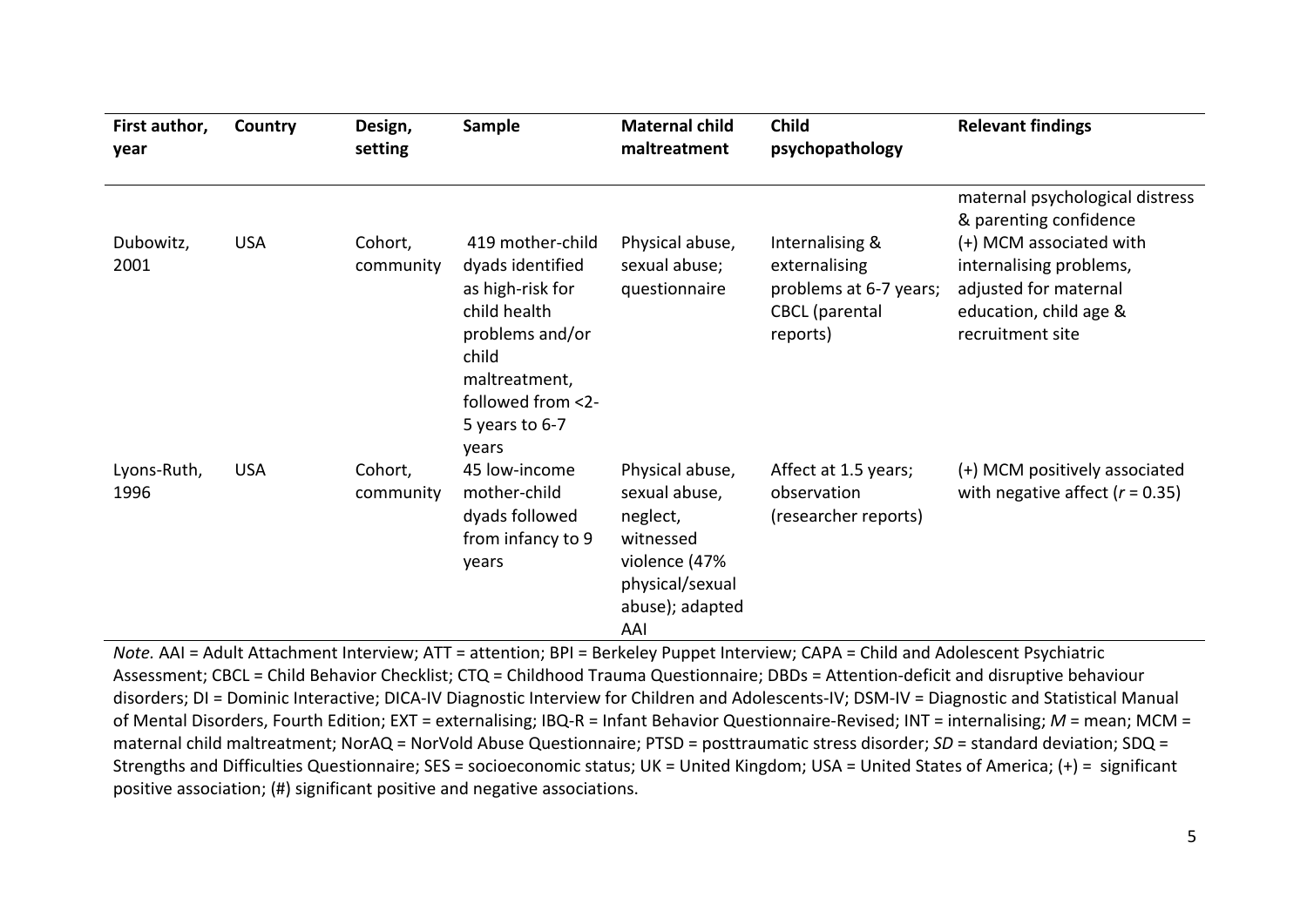| First author, year | Country | Design, setting | Sample | Maternal child maltreatment | Child psychopathology | Relevant findings |
|---|---|---|---|---|---|---|
| | | | | | | maternal psychological distress & parenting confidence |
| Dubowitz, 2001 | USA | Cohort, community | 419 mother-child dyads identified as high-risk for child health problems and/or child maltreatment, followed from <2-5 years to 6-7 years | Physical abuse, sexual abuse; questionnaire | Internalising & externalising problems at 6-7 years; CBCL (parental reports) | (+) MCM associated with internalising problems, adjusted for maternal education, child age & recruitment site |
| Lyons-Ruth, 1996 | USA | Cohort, community | 45 low-income mother-child dyads followed from infancy to 9 years | Physical abuse, sexual abuse, neglect, witnessed violence (47% physical/sexual abuse); adapted AAI | Affect at 1.5 years; observation (researcher reports) | (+) MCM positively associated with negative affect ($r$ = 0.35) |

*Note.* AAI = Adult Attachment Interview; ATT = attention; BPI = Berkeley Puppet Interview; CAPA = Child and Adolescent Psychiatric Assessment; CBCL = Child Behavior Checklist; CTQ = Childhood Trauma Questionnaire; DBDs = Attention-deficit and disruptive behaviour disorders; DI = Dominic Interactive; DICA-IV Diagnostic Interview for Children and Adolescents-IV; DSM-IV = Diagnostic and Statistical Manual of Mental Disorders, Fourth Edition; EXT = externalising; IBQ-R = Infant Behavior Questionnaire-Revised; INT = internalising; *M* = mean; MCM = maternal child maltreatment; NorAQ = NorVold Abuse Questionnaire; PTSD = posttraumatic stress disorder; *SD* = standard deviation; SDQ = Strengths and Difficulties Questionnaire; SES = socioeconomic status; UK = United Kingdom; USA = United States of America; (+) = significant positive association; (#) significant positive and negative associations.